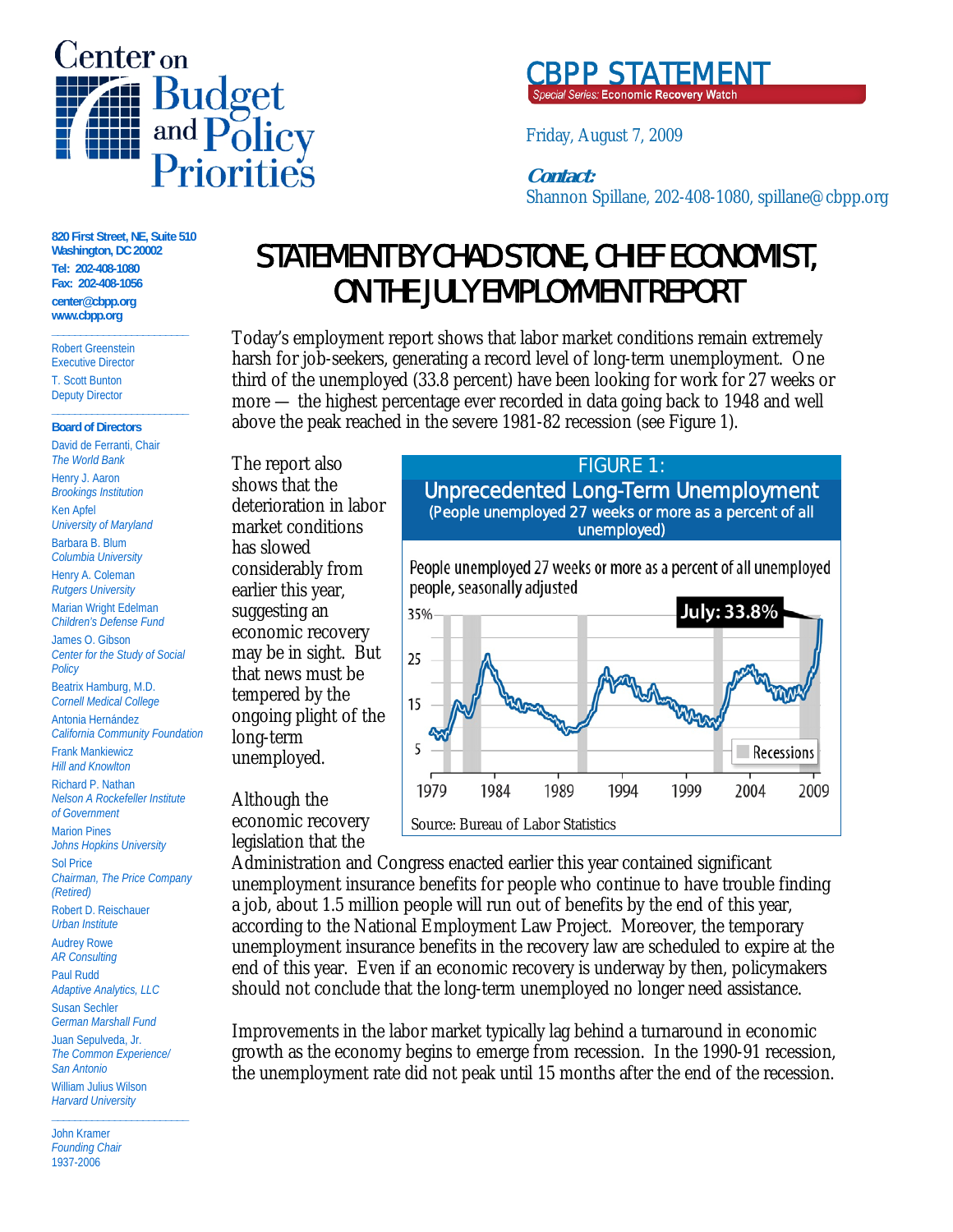# Center on Budget and Policy Priorities

## CBPP STATEMENT

*Special Series:* **Economic Recovery Watch**

Friday, August 7, 2009

***Contact:***
Shannon Spillane, 202-408-1080, spillane@cbpp.org

**820 First Street, NE, Suite 510**
**Washington, DC 20002**
**Tel: 202-408-1080**
**Fax: 202-408-1056**
**center@cbpp.org**
**www.cbpp.org**

Robert Greenstein
Executive Director

T. Scott Bunton
Deputy Director

**Board of Directors**

David de Ferranti, Chair
*The World Bank*

Henry J. Aaron
*Brookings Institution*

Ken Apfel
*University of Maryland*

Barbara B. Blum
*Columbia University*

Henry A. Coleman
*Rutgers University*

Marian Wright Edelman
*Children's Defense Fund*

James O. Gibson
*Center for the Study of Social Policy*

Beatrix Hamburg, M.D.
*Cornell Medical College*

Antonia Hernández
*California Community Foundation*

Frank Mankiewicz
*Hill and Knowlton*

Richard P. Nathan
*Nelson A Rockefeller Institute of Government*

Marion Pines
*Johns Hopkins University*

Sol Price
*Chairman, The Price Company (Retired)*

Robert D. Reischauer
*Urban Institute*

Audrey Rowe
*AR Consulting*

Paul Rudd
*Adaptive Analytics, LLC*

Susan Sechler
*German Marshall Fund*

Juan Sepulveda, Jr.
*The Common Experience/ San Antonio*

William Julius Wilson
*Harvard University*

John Kramer
*Founding Chair*
1937-2006

# STATEMENT BY CHAD STONE, CHIEF ECONOMIST, ON THE JULY EMPLOYMENT REPORT

Today's employment report shows that labor market conditions remain extremely harsh for job-seekers, generating a record level of long-term unemployment. One third of the unemployed (33.8 percent) have been looking for work for 27 weeks or more — the highest percentage ever recorded in data going back to 1948 and well above the peak reached in the severe 1981-82 recession (see Figure 1).

The report also shows that the deterioration in labor market conditions has slowed considerably from earlier this year, suggesting an economic recovery may be in sight. But that news must be tempered by the ongoing plight of the long-term unemployed.

**FIGURE 1: Unprecedented Long-Term Unemployment**
(People unemployed 27 weeks or more as a percent of all unemployed)

People unemployed 27 weeks or more as a percent of all unemployed people, seasonally adjusted

July: 33.8%

Recessions

Source: Bureau of Labor Statistics

Although the economic recovery legislation that the Administration and Congress enacted earlier this year contained significant unemployment insurance benefits for people who continue to have trouble finding a job, about 1.5 million people will run out of benefits by the end of this year, according to the National Employment Law Project. Moreover, the temporary unemployment insurance benefits in the recovery law are scheduled to expire at the end of this year. Even if an economic recovery is underway by then, policymakers should not conclude that the long-term unemployed no longer need assistance.

Improvements in the labor market typically lag behind a turnaround in economic growth as the economy begins to emerge from recession. In the 1990-91 recession, the unemployment rate did not peak until 15 months after the end of the recession.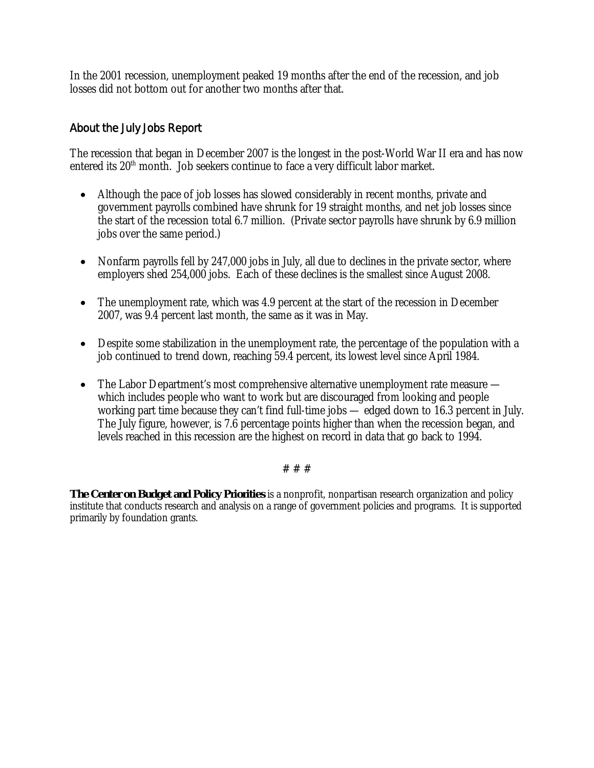In the 2001 recession, unemployment peaked 19 months after the end of the recession, and job losses did not bottom out for another two months after that.

## About the July Jobs Report

The recession that began in December 2007 is the longest in the post-World War II era and has now entered its 20th month. Job seekers continue to face a very difficult labor market.

- Although the pace of job losses has slowed considerably in recent months, private and government payrolls combined have shrunk for 19 straight months, and net job losses since the start of the recession total 6.7 million. (Private sector payrolls have shrunk by 6.9 million jobs over the same period.)

- Nonfarm payrolls fell by 247,000 jobs in July, all due to declines in the private sector, where employers shed 254,000 jobs. Each of these declines is the smallest since August 2008.

- The unemployment rate, which was 4.9 percent at the start of the recession in December 2007, was 9.4 percent last month, the same as it was in May.

- Despite some stabilization in the unemployment rate, the percentage of the population with a job continued to trend down, reaching 59.4 percent, its lowest level since April 1984.

- The Labor Department's most comprehensive alternative unemployment rate measure — which includes people who want to work but are discouraged from looking and people working part time because they can't find full-time jobs — edged down to 16.3 percent in July. The July figure, however, is 7.6 percentage points higher than when the recession began, and levels reached in this recession are the highest on record in data that go back to 1994.

# # #

**The Center on Budget and Policy Priorities** is a nonprofit, nonpartisan research organization and policy institute that conducts research and analysis on a range of government policies and programs. It is supported primarily by foundation grants.